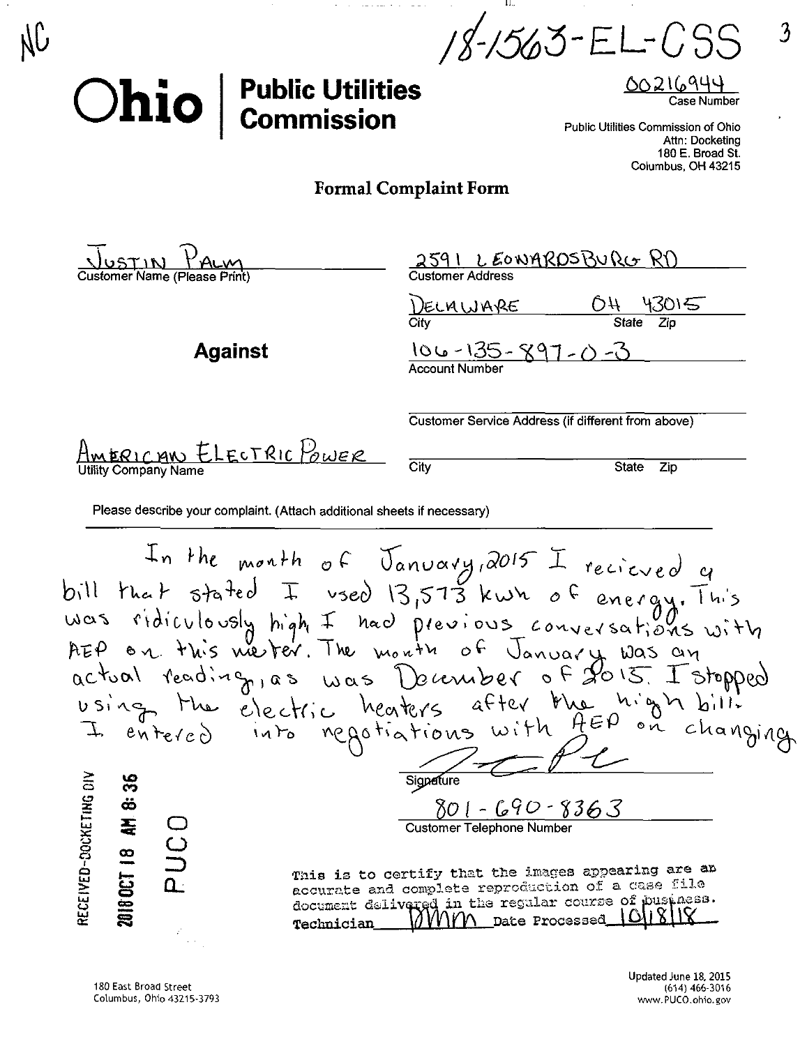NC

18-1563-EL-CSS

3

# Ohio | Public Utilities Commission

00216944
Case Number

Public Utilities Commission of Ohio
Attn: Docketing
180 E. Broad St.
Columbus, OH 43215

## Formal Complaint Form

JUSTIN PALM
Customer Name (Please Print)

2591 LEONARDSBURG RD
Customer Address

DELAWARE OH 43015
City State Zip

**Against**

106-135-897-0-3
Account Number

Customer Service Address (if different from above)

AMERICAN ELECTRIC POWER
Utility Company Name

City State Zip

Please describe your complaint. (Attach additional sheets if necessary)

In the month of January, 2015 I recieved a bill that stated I used 13,573 kwh of energy. This was ridiculously high I had previous conversations with AEP on this meter. The month of January was an actual reading, as was December of 2015. I stopped using the electric heaters after the high bill. I entered into negotiations with AEP on changing

Signature

801-690-8363
Customer Telephone Number

RECEIVED-DOCKETING DIV
2018 OCT 18 AM 8:36
PUCO

This is to certify that the images appearing are an accurate and complete reproduction of a case file document delivered in the regular course of business.
Technician DMM Date Processed 10/18/18

180 East Broad Street
Columbus, Ohio 43215-3793

Updated June 18, 2015
(614) 466-3016
www.PUCO.ohio.gov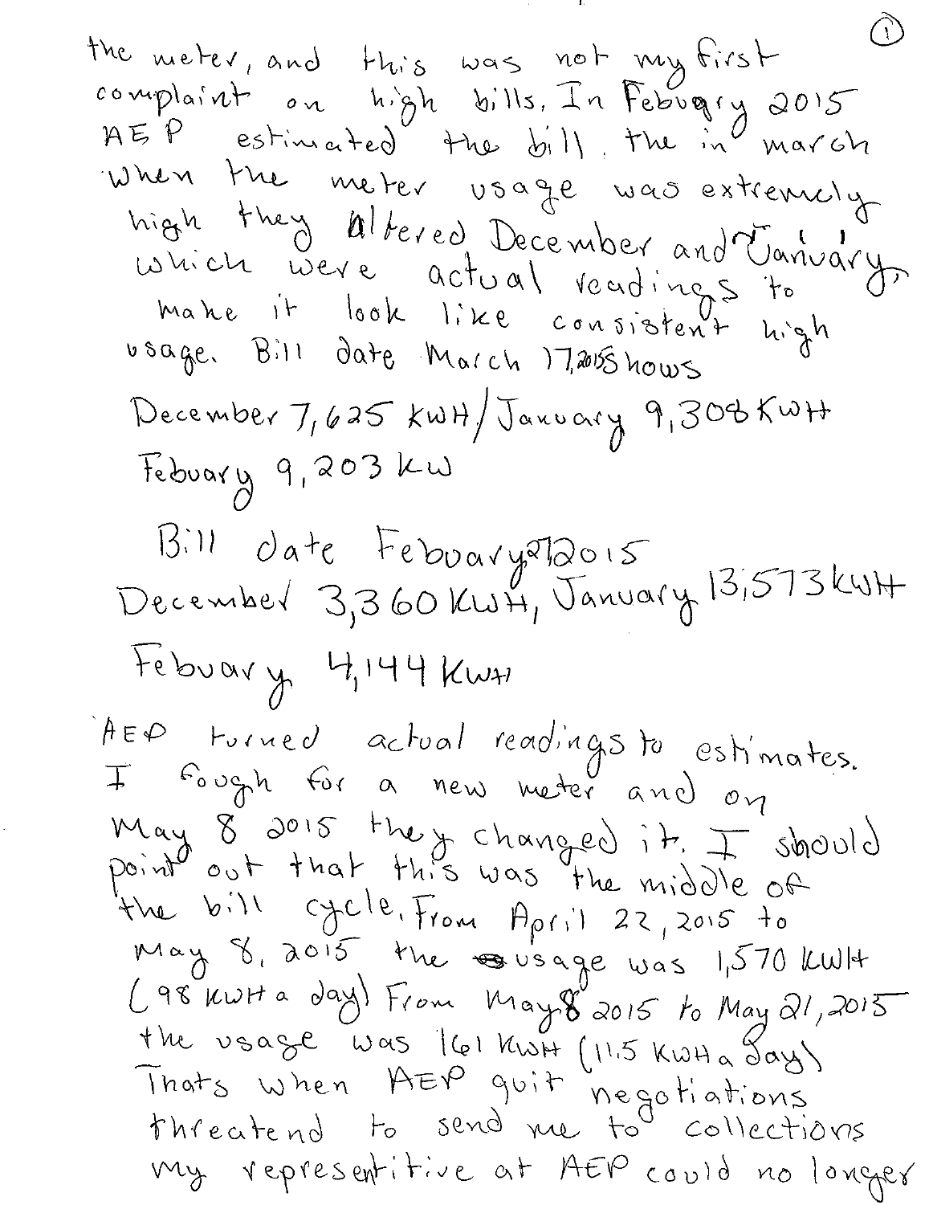the meter, and this was not my first complaint on high bills. In Febuary 2015 AEP estimated the bill. the in march when the meter usage was extremely high they altered December and January which were actual readings to make it look like consistent high usage. Bill date March 17, 2015 shows

December 7,625 KWH / January 9,308 KWH

Febuary 9,203 KW

Bill date Febuary 2 2015

December 3,360 KWH, January 13,573 KWH

Febuary 4,144 KWH

AEP turned actual readings to estimates. I fough for a new meter and on May 8 2015 they changed it. I should point out that this was the middle of the bill cycle. From April 22, 2015 to May 8, 2015 the usage was 1,570 KWH (98 KWH a day) From May 8 2015 to May 21, 2015 the usage was 161 KWH (11.5 KWH a day) Thats when AEP quit negotiations threatend to send me to collections my representitive at AEP could no longer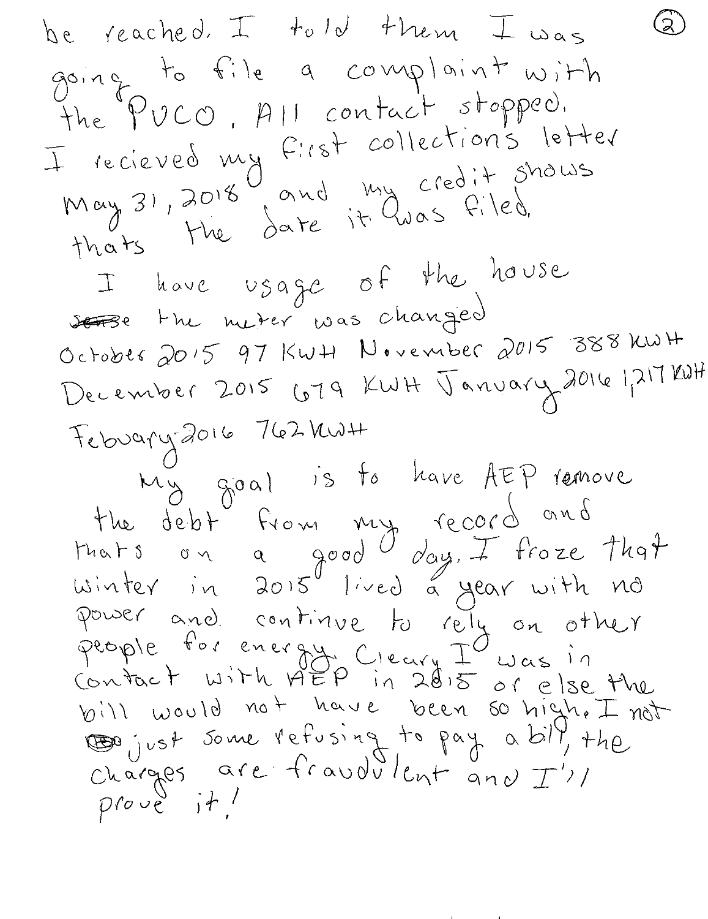be reached. I told them I was going to file a complaint with the PUCO. All contact stopped. I recieved my first collections letter May 31, 2018 and my credit shows thats the date it was filed.

I have usage of the house ~~sense~~ the meter was changed October 2015 97 KWH November 2015 388 KWH December 2015 679 KWH January 2016 1,217 KWH Febuary 2016 762 KWH

My goal is to have AEP remove the debt from my record and thats on a good day. I froze that winter in 2015 lived a year with no power and continue to rely on other people for energy. Cleary I was in contact with AEP in 2015 or else the bill would not have been so high. I not just some refusing to pay a bill, the charges are fraudulent and I'll prove it!